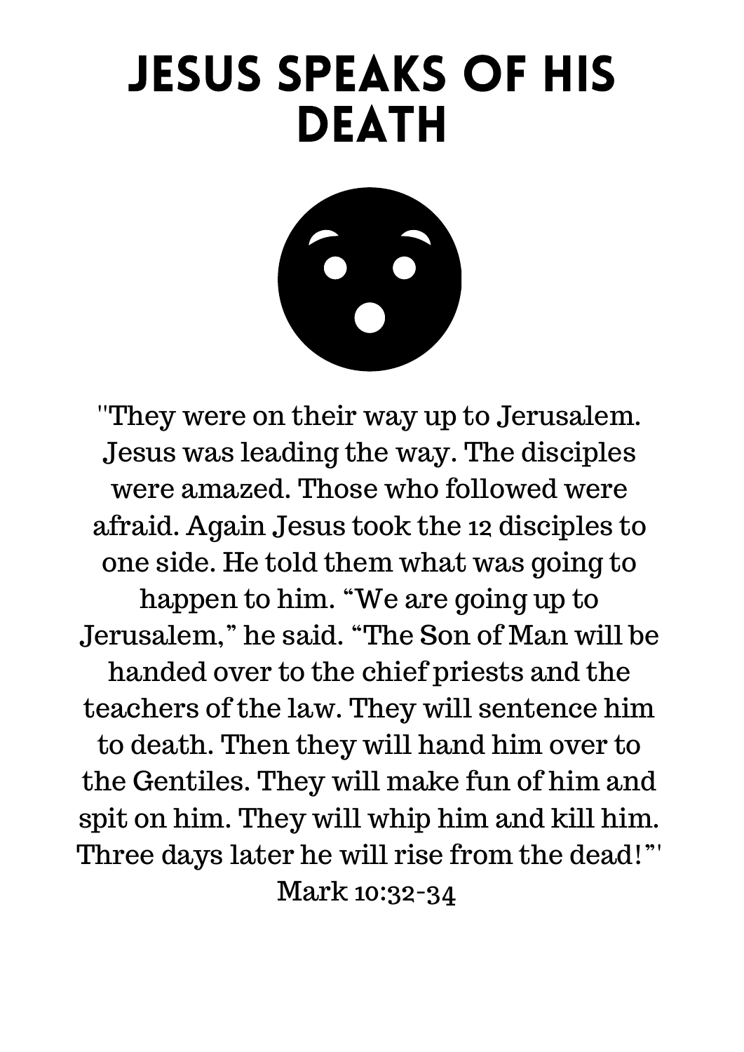# JESUS SPEAKS OF HIS DEATH

''They were on their way up to Jerusalem. Jesus was leading the way. The disciples were amazed. Those who followed were afraid. Again Jesus took the 12 disciples to one side. He told them what was going to happen to him. "We are going up to Jerusalem," he said. "The Son of Man will be handed over to the chief priests and the teachers of the law. They will sentence him to death. Then they will hand him over to the Gentiles. They will make fun of him and spit on him. They will whip him and kill him. Three days later he will rise from the dead!"'
Mark 10:32-34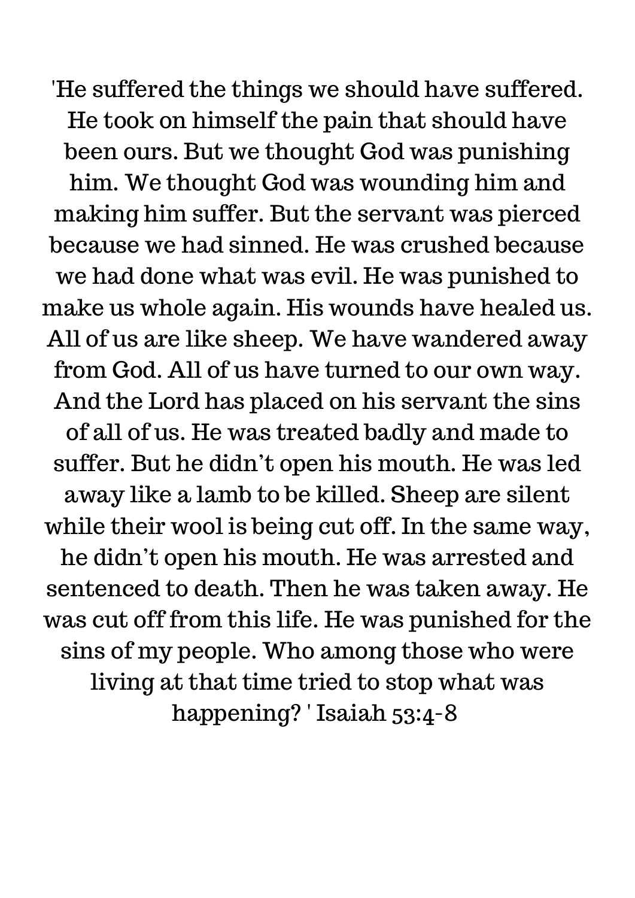'He suffered the things we should have suffered. He took on himself the pain that should have been ours. But we thought God was punishing him. We thought God was wounding him and making him suffer. But the servant was pierced because we had sinned. He was crushed because we had done what was evil. He was punished to make us whole again. His wounds have healed us. All of us are like sheep. We have wandered away from God. All of us have turned to our own way. And the Lord has placed on his servant the sins of all of us. He was treated badly and made to suffer. But he didn't open his mouth. He was led away like a lamb to be killed. Sheep are silent while their wool is being cut off. In the same way, he didn't open his mouth. He was arrested and sentenced to death. Then he was taken away. He was cut off from this life. He was punished for the sins of my people. Who among those who were living at that time tried to stop what was happening? ' Isaiah 53:4-8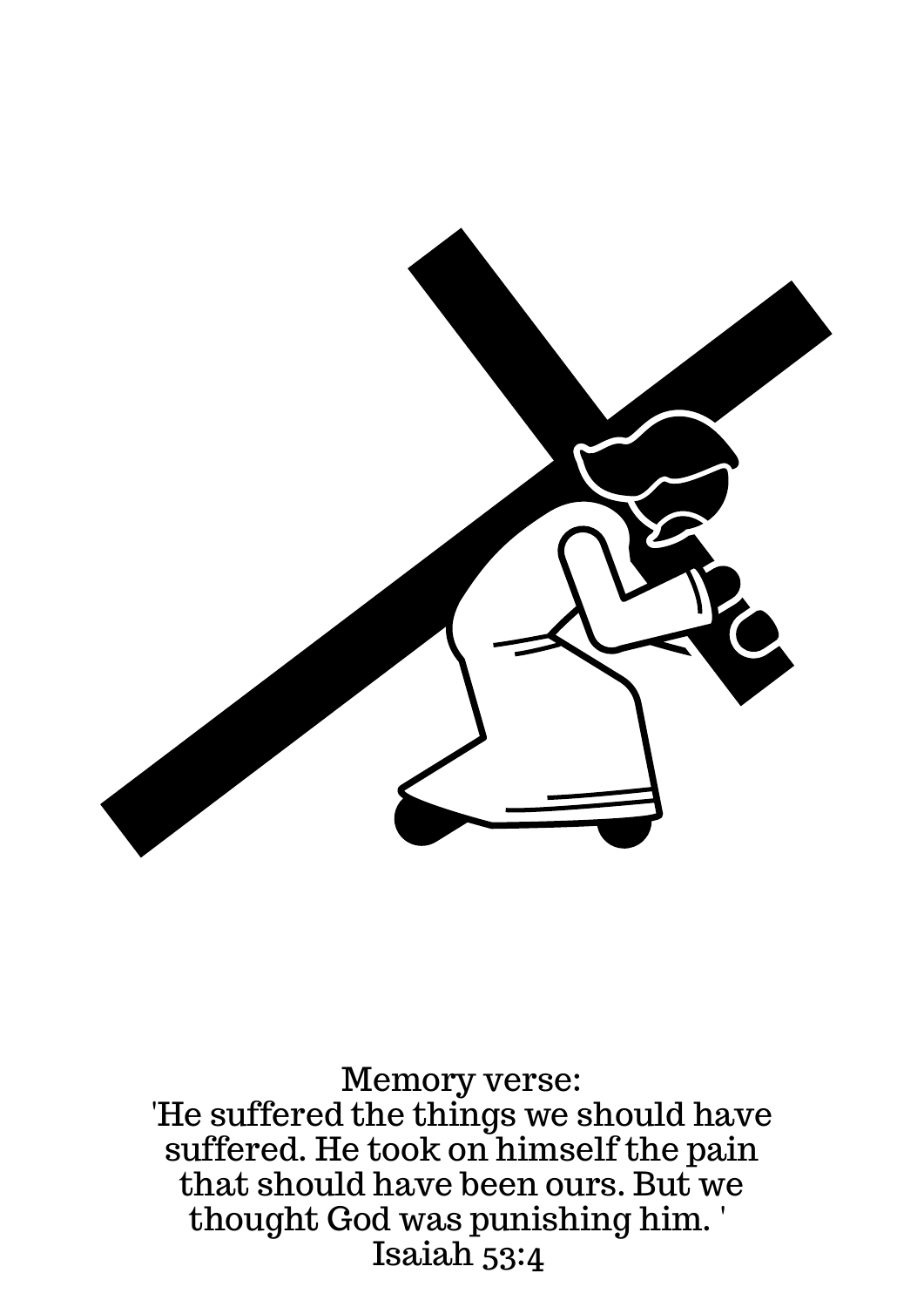Memory verse:
'He suffered the things we should have suffered. He took on himself the pain that should have been ours. But we thought God was punishing him. '
Isaiah 53:4